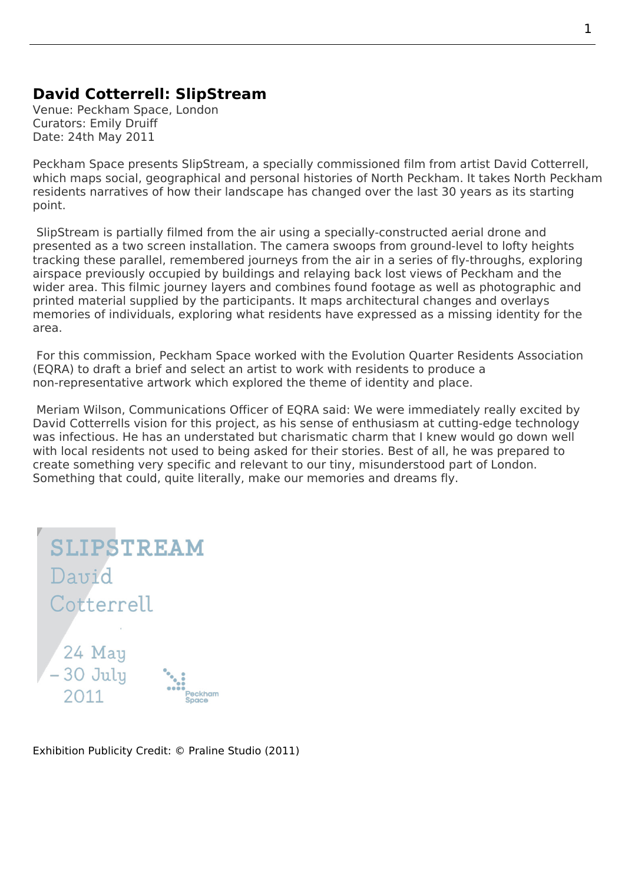## David Cotterrell: SlipStream

Venue: Peckham Space, London
Curators: Emily Druiff
Date: 24th May 2011

Peckham Space presents SlipStream, a specially commissioned film from artist David Cotterrell, which maps social, geographical and personal histories of North Peckham. It takes North Peckham residents narratives of how their landscape has changed over the last 30 years as its starting point.

SlipStream is partially filmed from the air using a specially-constructed aerial drone and presented as a two screen installation. The camera swoops from ground-level to lofty heights tracking these parallel, remembered journeys from the air in a series of fly-throughs, exploring airspace previously occupied by buildings and relaying back lost views of Peckham and the wider area. This filmic journey layers and combines found footage as well as photographic and printed material supplied by the participants. It maps architectural changes and overlays memories of individuals, exploring what residents have expressed as a missing identity for the area.

For this commission, Peckham Space worked with the Evolution Quarter Residents Association (EQRA) to draft a brief and select an artist to work with residents to produce a non-representative artwork which explored the theme of identity and place.

Meriam Wilson, Communications Officer of EQRA said: We were immediately really excited by David Cotterrells vision for this project, as his sense of enthusiasm at cutting-edge technology was infectious. He has an understated but charismatic charm that I knew would go down well with local residents not used to being asked for their stories. Best of all, he was prepared to create something very specific and relevant to our tiny, misunderstood part of London. Something that could, quite literally, make our memories and dreams fly.

SLIPSTREAM
David
Cotterrell

24 May
– 30 July
2011

Peckham Space

Exhibition Publicity Credit: © Praline Studio (2011)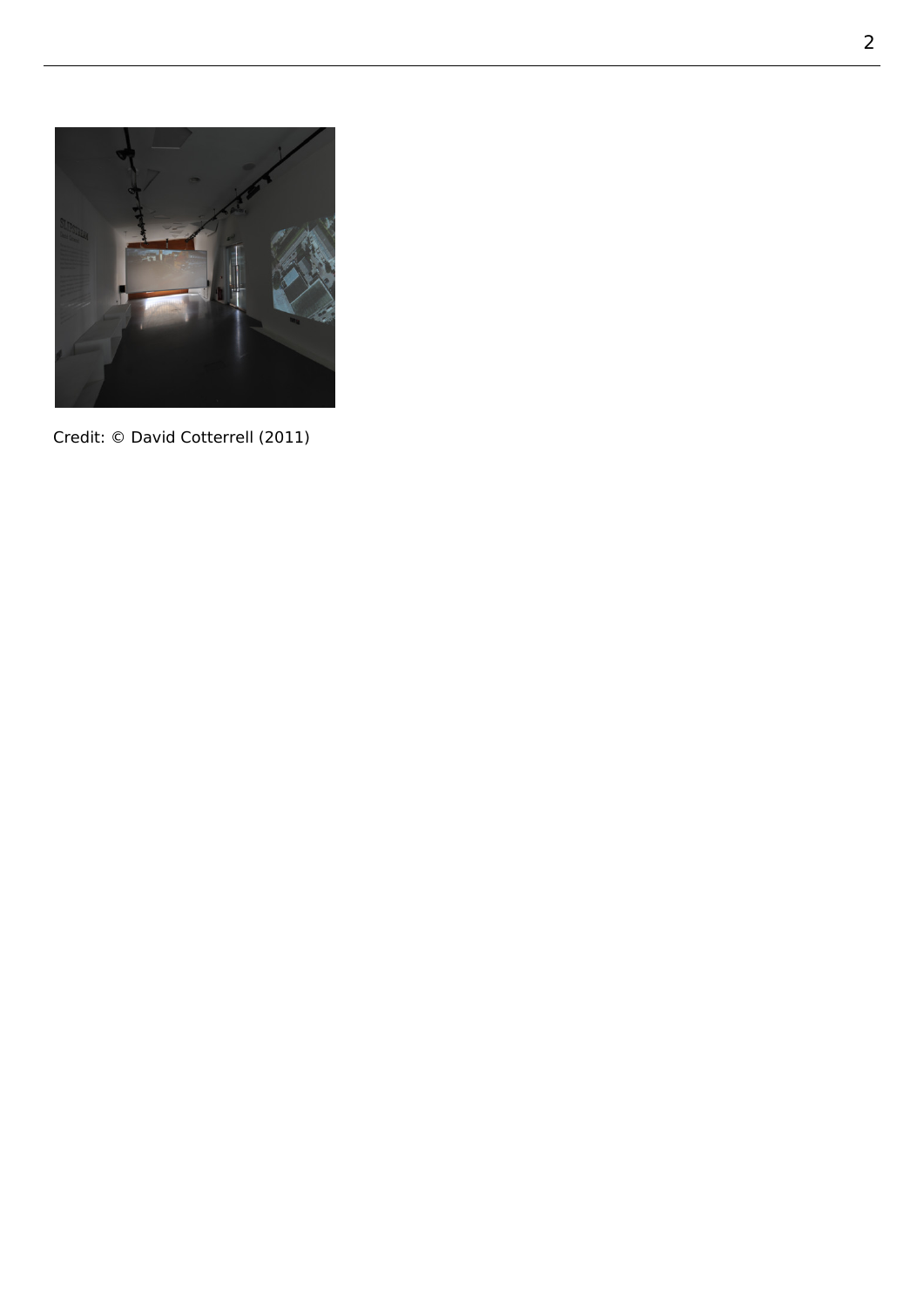Credit: © David Cotterrell (2011)